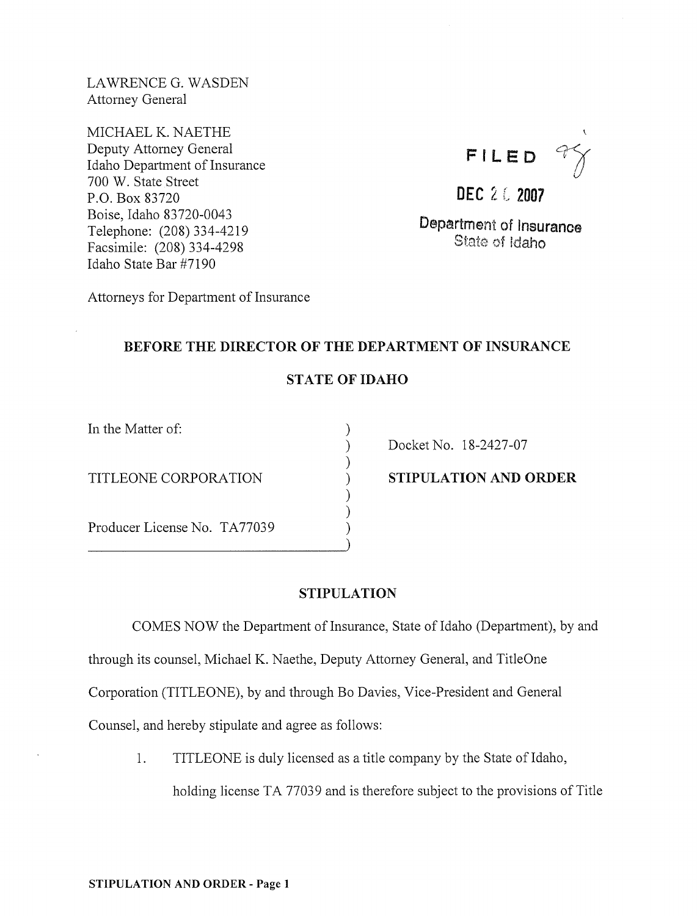LAWRENCE G. WASDEN
Attorney General

MICHAEL K. NAETHE
Deputy Attorney General
Idaho Department of Insurance
700 W. State Street
P.O. Box 83720
Boise, Idaho 83720-0043
Telephone: (208) 334-4219
Facsimile: (208) 334-4298
Idaho State Bar #7190

Attorneys for Department of Insurance

FILED

DEC 2 6 2007

Department of Insurance
State of Idaho

**BEFORE THE DIRECTOR OF THE DEPARTMENT OF INSURANCE**

**STATE OF IDAHO**

| | |
|---|---|
| In the Matter of:<br><br>TITLEONE CORPORATION<br><br>Producer License No. TA77039 | Docket No. 18-2427-07<br><br>**STIPULATION AND ORDER** |

## STIPULATION

COMES NOW the Department of Insurance, State of Idaho (Department), by and through its counsel, Michael K. Naethe, Deputy Attorney General, and TitleOne Corporation (TITLEONE), by and through Bo Davies, Vice-President and General Counsel, and hereby stipulate and agree as follows:

1. TITLEONE is duly licensed as a title company by the State of Idaho, holding license TA 77039 and is therefore subject to the provisions of Title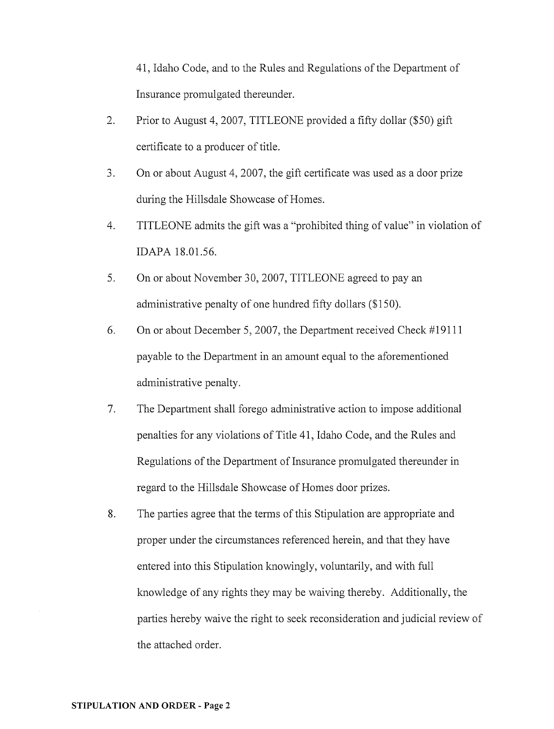41, Idaho Code, and to the Rules and Regulations of the Department of Insurance promulgated thereunder.

2. Prior to August 4, 2007, TITLEONE provided a fifty dollar ($50) gift certificate to a producer of title.

3. On or about August 4, 2007, the gift certificate was used as a door prize during the Hillsdale Showcase of Homes.

4. TITLEONE admits the gift was a "prohibited thing of value" in violation of IDAPA 18.01.56.

5. On or about November 30, 2007, TITLEONE agreed to pay an administrative penalty of one hundred fifty dollars ($150).

6. On or about December 5, 2007, the Department received Check #19111 payable to the Department in an amount equal to the aforementioned administrative penalty.

7. The Department shall forego administrative action to impose additional penalties for any violations of Title 41, Idaho Code, and the Rules and Regulations of the Department of Insurance promulgated thereunder in regard to the Hillsdale Showcase of Homes door prizes.

8. The parties agree that the terms of this Stipulation are appropriate and proper under the circumstances referenced herein, and that they have entered into this Stipulation knowingly, voluntarily, and with full knowledge of any rights they may be waiving thereby. Additionally, the parties hereby waive the right to seek reconsideration and judicial review of the attached order.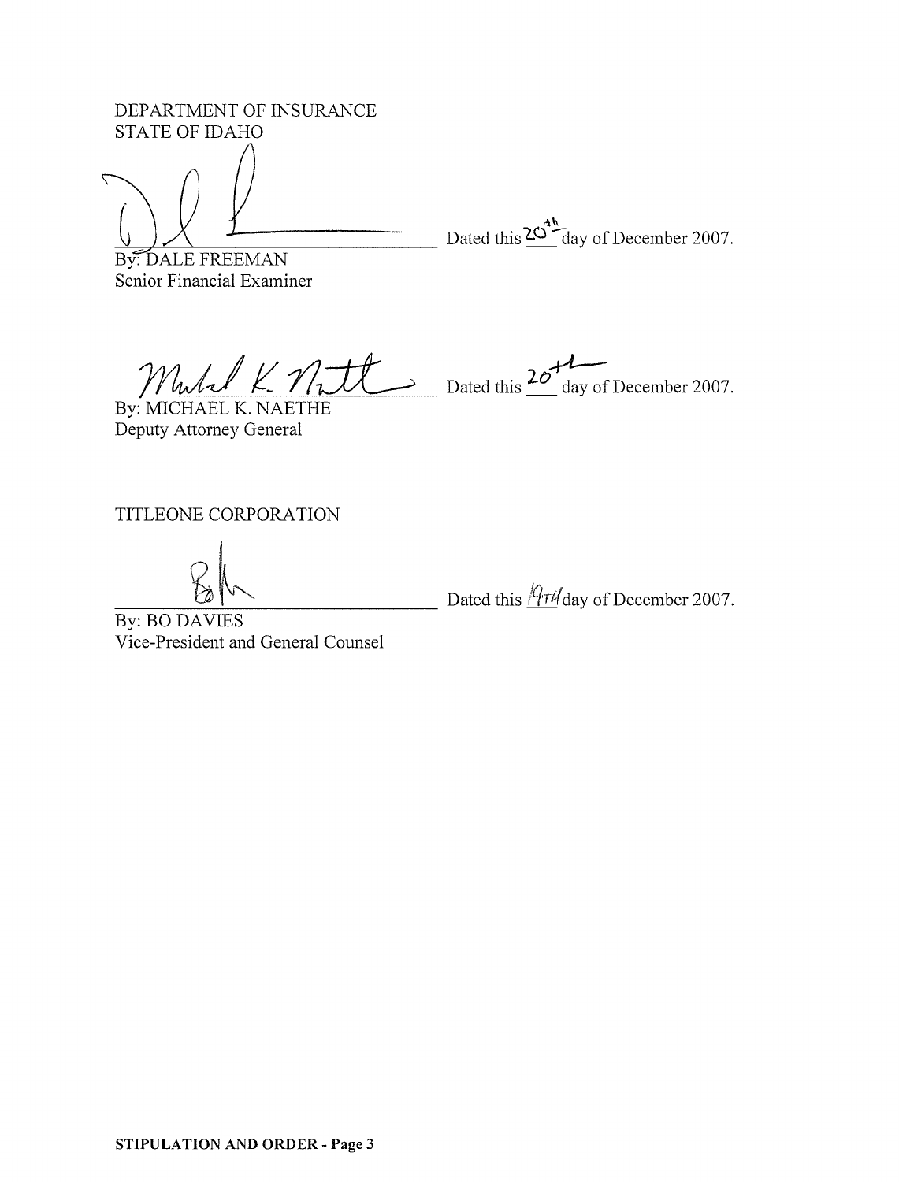DEPARTMENT OF INSURANCE
STATE OF IDAHO

_______________________________ Dated this 20th day of December 2007.

By: DALE FREEMAN
Senior Financial Examiner

_______________________________ Dated this 20th day of December 2007.

By: MICHAEL K. NAETHE
Deputy Attorney General

TITLEONE CORPORATION

_______________________________ Dated this 19TH day of December 2007.

By: BO DAVIES
Vice-President and General Counsel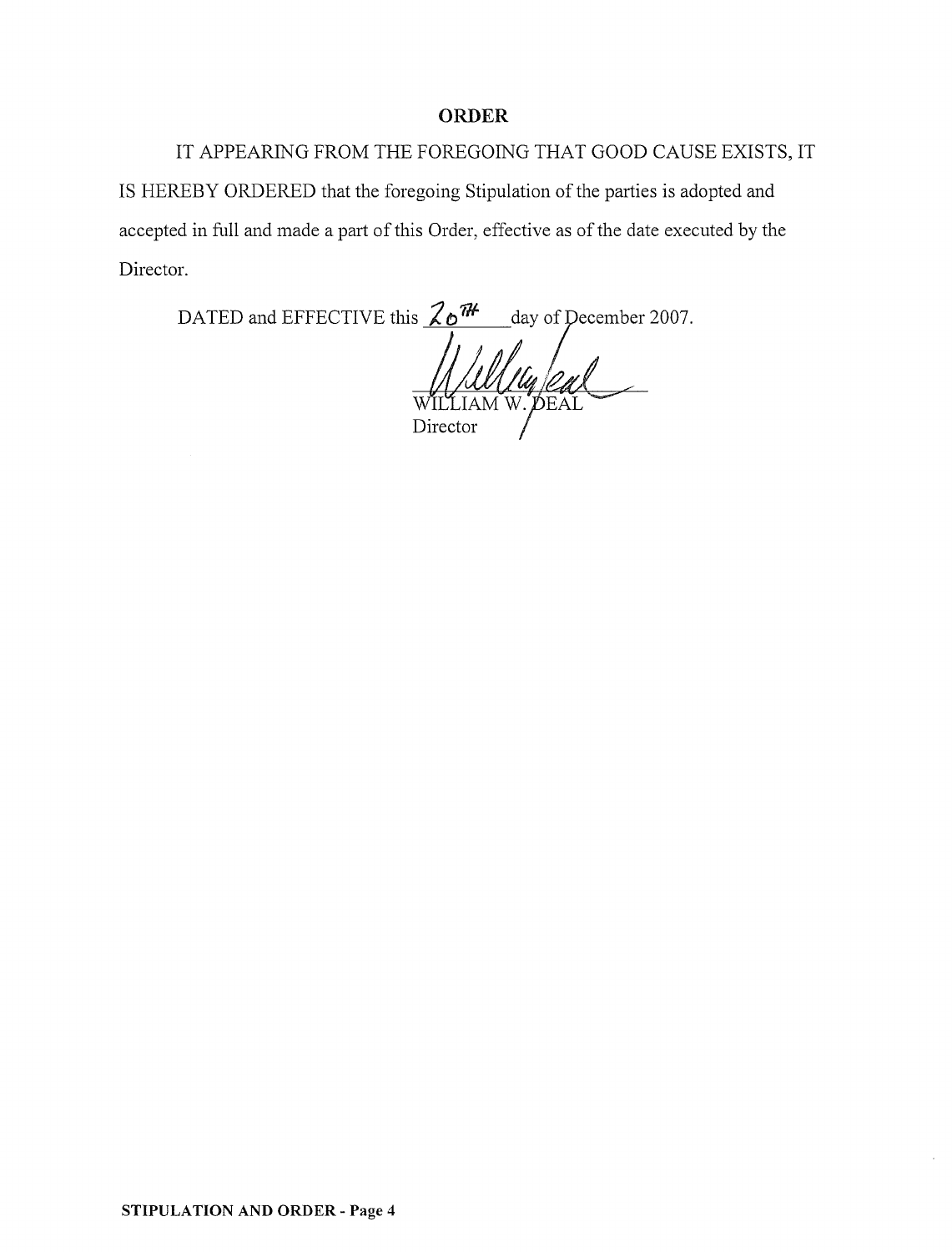## ORDER

IT APPEARING FROM THE FOREGOING THAT GOOD CAUSE EXISTS, IT IS HEREBY ORDERED that the foregoing Stipulation of the parties is adopted and accepted in full and made a part of this Order, effective as of the date executed by the Director.

DATED and EFFECTIVE this 20TH day of December 2007.

WILLIAM W. DEAL
Director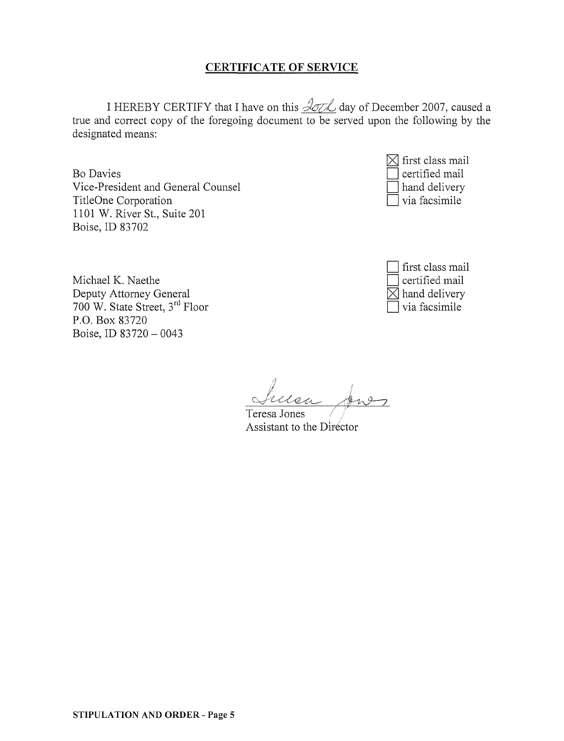## CERTIFICATE OF SERVICE

I HEREBY CERTIFY that I have on this 20th day of December 2007, caused a true and correct copy of the foregoing document to be served upon the following by the designated means:

Bo Davies
Vice-President and General Counsel
TitleOne Corporation
1101 W. River St., Suite 201
Boise, ID 83702

- [x] first class mail
- [ ] certified mail
- [ ] hand delivery
- [ ] via facsimile

Michael K. Naethe
Deputy Attorney General
700 W. State Street, 3rd Floor
P.O. Box 83720
Boise, ID 83720 – 0043

- [ ] first class mail
- [ ] certified mail
- [x] hand delivery
- [ ] via facsimile

Teresa Jones
Assistant to the Director

**STIPULATION AND ORDER - Page 5**